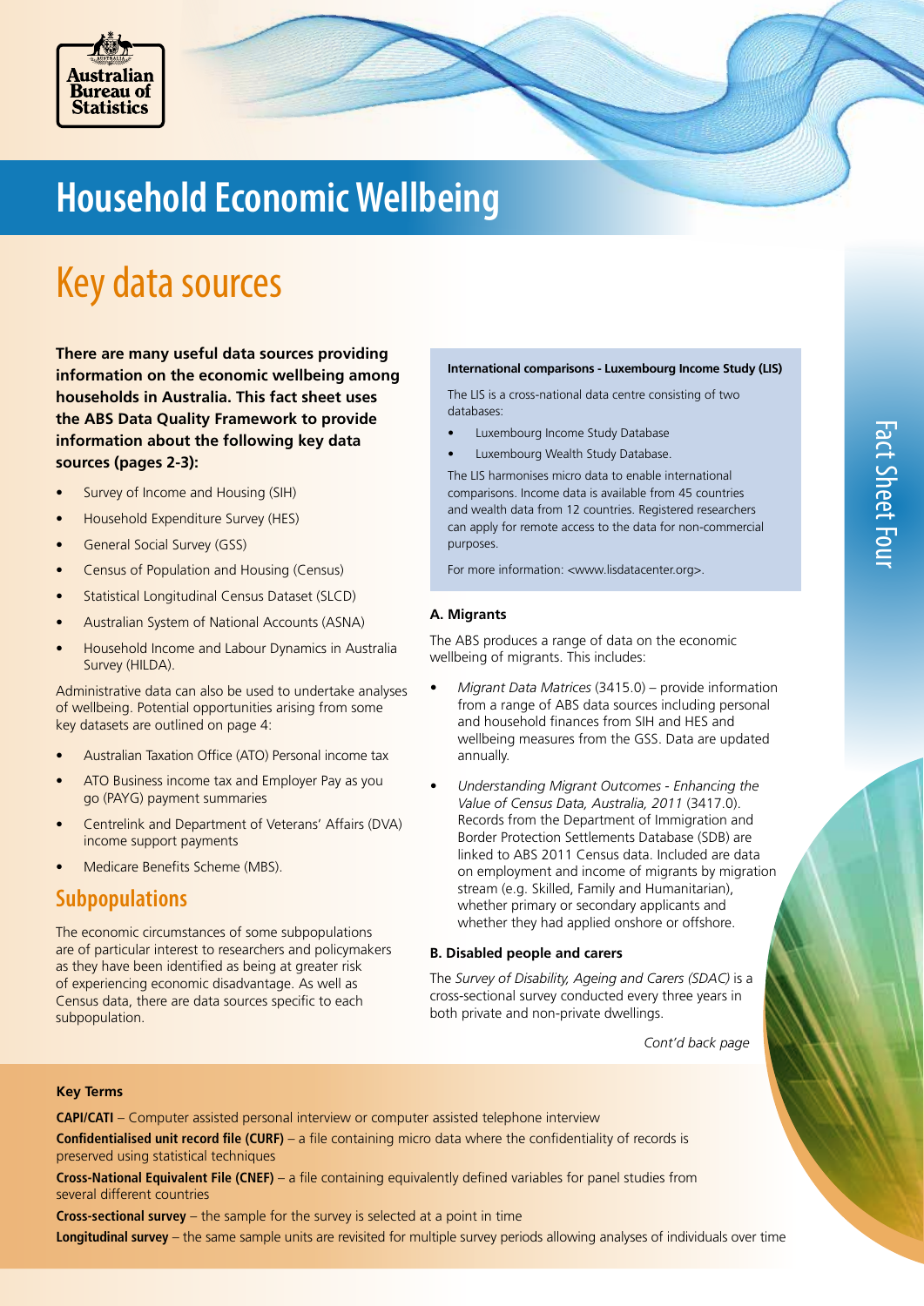# Household Economic Wellbeing

## Key data sources

**There are many useful data sources providing information on the economic wellbeing among households in Australia. This fact sheet uses the ABS Data Quality Framework to provide information about the following key data sources (pages 2-3):**

- Survey of Income and Housing (SIH)
- Household Expenditure Survey (HES)
- General Social Survey (GSS)
- Census of Population and Housing (Census)
- Statistical Longitudinal Census Dataset (SLCD)
- Australian System of National Accounts (ASNA)
- Household Income and Labour Dynamics in Australia Survey (HILDA).

Administrative data can also be used to undertake analyses of wellbeing. Potential opportunities arising from some key datasets are outlined on page 4:

- Australian Taxation Office (ATO) Personal income tax
- ATO Business income tax and Employer Pay as you go (PAYG) payment summaries
- Centrelink and Department of Veterans' Affairs (DVA) income support payments
- Medicare Benefits Scheme (MBS).

## Subpopulations

The economic circumstances of some subpopulations are of particular interest to researchers and policymakers as they have been identified as being at greater risk of experiencing economic disadvantage. As well as Census data, there are data sources specific to each subpopulation.

**International comparisons - Luxembourg Income Study (LIS)**

The LIS is a cross-national data centre consisting of two databases:

- Luxembourg Income Study Database
- Luxembourg Wealth Study Database.

The LIS harmonises micro data to enable international comparisons. Income data is available from 45 countries and wealth data from 12 countries. Registered researchers can apply for remote access to the data for non-commercial purposes.

For more information: <www.lisdatacenter.org>.

**A. Migrants**

The ABS produces a range of data on the economic wellbeing of migrants. This includes:

- *Migrant Data Matrices* (3415.0) – provide information from a range of ABS data sources including personal and household finances from SIH and HES and wellbeing measures from the GSS. Data are updated annually.
- *Understanding Migrant Outcomes - Enhancing the Value of Census Data, Australia, 2011* (3417.0). Records from the Department of Immigration and Border Protection Settlements Database (SDB) are linked to ABS 2011 Census data. Included are data on employment and income of migrants by migration stream (e.g. Skilled, Family and Humanitarian), whether primary or secondary applicants and whether they had applied onshore or offshore.

**B. Disabled people and carers**

The *Survey of Disability, Ageing and Carers (SDAC)* is a cross-sectional survey conducted every three years in both private and non-private dwellings.

*Cont'd back page*

**Key Terms**

**CAPI/CATI** – Computer assisted personal interview or computer assisted telephone interview

**Confidentialised unit record file (CURF)** – a file containing micro data where the confidentiality of records is preserved using statistical techniques

**Cross-National Equivalent File (CNEF)** – a file containing equivalently defined variables for panel studies from several different countries

**Cross-sectional survey** – the sample for the survey is selected at a point in time

**Longitudinal survey** – the same sample units are revisited for multiple survey periods allowing analyses of individuals over time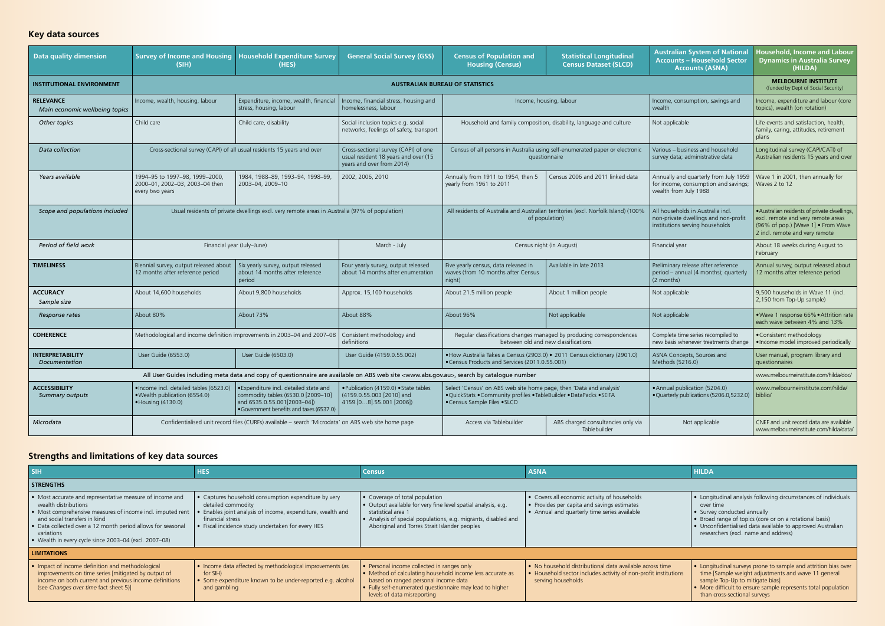## Key data sources

| Data quality dimension | Survey of Income and Housing (SIH) | Household Expenditure Survey (HES) | General Social Survey (GSS) | Census of Population and Housing (Census) | Statistical Longitudinal Census Dataset (SLCD) | Australian System of National Accounts – Household Sector Accounts (ASNA) | Household, Income and Labour Dynamics in Australia Survey (HILDA) |
|---|---|---|---|---|---|---|---|
| **INSTITUTIONAL ENVIRONMENT** | **AUSTRALIAN BUREAU OF STATISTICS** | | | | | | **MELBOURNE INSTITUTE** (funded by Dept of Social Security) |
| **RELEVANCE** *Main economic wellbeing topics* | Income, wealth, housing, labour | Expenditure, income, wealth, financial stress, housing, labour | Income, financial stress, housing and homelessness, labour | Income, housing, labour | | Income, consumption, savings and wealth | Income, expenditure and labour (core topics), wealth (on rotation) |
| *Other topics* | Child care | Child care, disability | Social inclusion topics e.g. social networks, feelings of safety, transport | Household and family composition, disability, language and culture | | Not applicable | Life events and satisfaction, health, family, caring, attitudes, retirement plans |
| *Data collection* | Cross-sectional survey (CAPI) of all usual residents 15 years and over | | Cross-sectional survey (CAPI) of one usual resident 18 years and over (15 years and over from 2014) | Census of all persons in Australia using self-enumerated paper or electronic questionnaire | | Various – business and household survey data; administrative data | Longitudinal survey (CAPI/CATI) of Australian residents 15 years and over |
| *Years available* | 1994–95 to 1997–98, 1999–2000, 2000–01, 2002–03, 2003–04 then every two years | 1984, 1988–89, 1993–94, 1998–99, 2003–04, 2009–10 | 2002, 2006, 2010 | Annually from 1911 to 1954, then 5 yearly from 1961 to 2011 | Census 2006 and 2011 linked data | Annually and quarterly from July 1959 for income, consumption and savings; wealth from July 1988 | Wave 1 in 2001, then annually for Waves 2 to 12 |
| *Scope and populations included* | Usual residents of private dwellings excl. very remote areas in Australia (97% of population) | | | All residents of Australia and Australian territories (excl. Norfolk Island) (100% of population) | | All households in Australia incl. non-private dwellings and non-profit institutions serving households | • Australian residents of private dwellings, excl. remote and very remote areas (96% of pop.) [Wave 1] • From Wave 2 incl. remote and very remote |
| *Period of field work* | Financial year (July–June) | | March - July | Census night (in August) | | Financial year | About 18 weeks during August to February |
| **TIMELINESS** | Biennial survey, output released about 12 months after reference period | Six yearly survey, output released about 14 months after reference period | Four yearly survey, output released about 14 months after enumeration | Five yearly census, data released in waves (from 10 months after Census night) | Available in late 2013 | Preliminary release after reference period – annual (4 months); quarterly (2 months) | Annual survey, output released about 12 months after reference period |
| **ACCURACY** *Sample size* | About 14,600 households | About 9,800 households | Approx. 15,100 households | About 21.5 million people | About 1 million people | Not applicable | 9,500 households in Wave 11 (incl. 2,150 from Top-Up sample) |
| *Response rates* | About 80% | About 73% | About 88% | About 96% | Not applicable | Not applicable | • Wave 1 response 66% • Attrition rate each wave between 4% and 13% |
| **COHERENCE** | Methodological and income definition improvements in 2003–04 and 2007–08 | | Consistent methodology and definitions | Regular classifications changes managed by producing correspondences between old and new classifications | | Complete time series recompiled to new basis whenever treatments change | • Consistent methodology • Income model improved periodically |
| **INTERPRETABILITY** *Documentation* | User Guide (6553.0) | User Guide (6503.0) | User Guide (4159.0.55.002) | • How Australia Takes a Census (2903.0) • 2011 Census dictionary (2901.0) • Census Products and Services (2011.0.55.001) | | ASNA Concepts, Sources and Methods (5216.0) | User manual, program library and questionnaires |
| | All User Guides including meta data and copy of questionnaire are available on ABS web site <www.abs.gov.au>, search by catalogue number | | | | | | www.melbourneinstitute.com/hilda/doc/ |
| **ACCESSIBILITY** *Summary outputs* | • Income incl. detailed tables (6523.0) • Wealth publication (6554.0) • Housing (4130.0) | • Expenditure incl. detailed state and commodity tables (6530.0 [2009–10] and 6535.0.55.001[2003–04]) • Government benefits and taxes (6537.0) | • Publication (4159.0) • State tables (4159.0.55.003 [2010] and 4159.[0…8].55.001 [2006]) | Select 'Census' on ABS web site home page, then 'Data and analysis' • QuickStats • Community profiles • TableBuilder • DataPacks • SEIFA • Census Sample Files • SLCD | | • Annual publication (5204.0) • Quarterly publications (5206.0,5232.0) | www.melbourneinstitute.com/hilda/biblio/ |
| *Microdata* | Confidentialised unit record files (CURFs) available – search 'Microdata' on ABS web site home page | | | Access via Tablebuilder | ABS charged consultancies only via Tablebuilder | Not applicable | CNEF and unit record data are available www.melbourneinstitute.com/hilda/data/ |

## Strengths and limitations of key data sources

| SIH | HES | Census | ASNA | HILDA |
|---|---|---|---|---|
| **STRENGTHS** | | | | |
| • Most accurate and representative measure of income and wealth distributions • Most comprehensive measures of income incl. imputed rent and social transfers in kind • Data collected over a 12 month period allows for seasonal variations • Wealth in every cycle since 2003–04 (excl. 2007–08) | • Captures household consumption expenditure by very detailed commodity • Enables joint analysis of income, expenditure, wealth and financial stress • Fiscal incidence study undertaken for every HES | • Coverage of total population • Output available for very fine level spatial analysis, e.g. statistical area 1 • Analysis of special populations, e.g. migrants, disabled and Aboriginal and Torres Strait Islander peoples | • Covers all economic activity of households • Provides per capita and savings estimates • Annual and quarterly time series available | • Longitudinal analysis following circumstances of individuals over time • Survey conducted annually • Broad range of topics (core or on a rotational basis) • Unconfidentialised data available to approved Australian researchers (excl. name and address) |
| **LIMITATIONS** | | | | |
| • Impact of income definition and methodological improvements on time series [mitigated by output of income on both current and previous income definitions (see *Changes over time* fact sheet 5)] | • Income data affected by methodological improvements (as for SIH) • Some expenditure known to be under-reported e.g. alcohol and gambling | • Personal income collected in ranges only • Method of calculating household income less accurate as based on ranged personal income data • Fully self-enumerated questionnaire may lead to higher levels of data misreporting | • No household distributional data available across time • Household sector includes activity of non-profit institutions serving households | • Longitudinal surveys prone to sample and attrition bias over time [Sample weight adjustments and wave 11 general sample Top-Up to mitigate bias] • More difficult to ensure sample represents total population than cross-sectional surveys |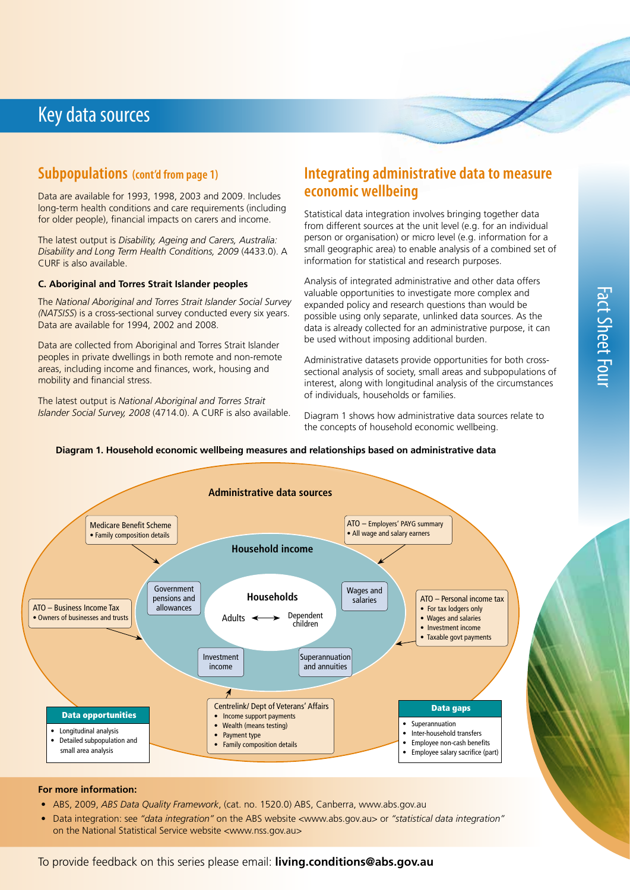# Key data sources

## Subpopulations (cont'd from page 1)

Data are available for 1993, 1998, 2003 and 2009. Includes long-term health conditions and care requirements (including for older people), financial impacts on carers and income.

The latest output is *Disability, Ageing and Carers, Australia: Disability and Long Term Health Conditions, 2009* (4433.0). A CURF is also available.

**C. Aboriginal and Torres Strait Islander peoples**

The *National Aboriginal and Torres Strait Islander Social Survey (NATSISS)* is a cross-sectional survey conducted every six years. Data are available for 1994, 2002 and 2008.

Data are collected from Aboriginal and Torres Strait Islander peoples in private dwellings in both remote and non-remote areas, including income and finances, work, housing and mobility and financial stress.

The latest output is *National Aboriginal and Torres Strait Islander Social Survey, 2008* (4714.0). A CURF is also available.

## Integrating administrative data to measure economic wellbeing

Statistical data integration involves bringing together data from different sources at the unit level (e.g. for an individual person or organisation) or micro level (e.g. information for a small geographic area) to enable analysis of a combined set of information for statistical and research purposes.

Analysis of integrated administrative and other data offers valuable opportunities to investigate more complex and expanded policy and research questions than would be possible using only separate, unlinked data sources. As the data is already collected for an administrative purpose, it can be used without imposing additional burden.

Administrative datasets provide opportunities for both cross-sectional analysis of society, small areas and subpopulations of interest, along with longitudinal analysis of the circumstances of individuals, households or families.

Diagram 1 shows how administrative data sources relate to the concepts of household economic wellbeing.

**Diagram 1. Household economic wellbeing measures and relationships based on administrative data**

Administrative data sources

Household income

Households

Adults ⟷ Dependent children

Government pensions and allowances

Wages and salaries

Investment income

Superannuation and annuities

Medicare Benefit Scheme
- Family composition details

ATO – Employers' PAYG summary
- All wage and salary earners

ATO – Business Income Tax
- Owners of businesses and trusts

ATO – Personal income tax
- For tax lodgers only
- Wages and salaries
- Investment income
- Taxable govt payments

Centrelink/ Dept of Veterans' Affairs
- Income support payments
- Wealth (means testing)
- Payment type
- Family composition details

**Data opportunities**
- Longitudinal analysis
- Detailed subpopulation and small area analysis

**Data gaps**
- Superannuation
- Inter-household transfers
- Employee non-cash benefits
- Employee salary sacrifice (part)

**For more information:**

- ABS, 2009, *ABS Data Quality Framework*, (cat. no. 1520.0) ABS, Canberra, www.abs.gov.au
- Data integration: see *"data integration"* on the ABS website <www.abs.gov.au> or *"statistical data integration"* on the National Statistical Service website <www.nss.gov.au>

To provide feedback on this series please email: **living.conditions@abs.gov.au**